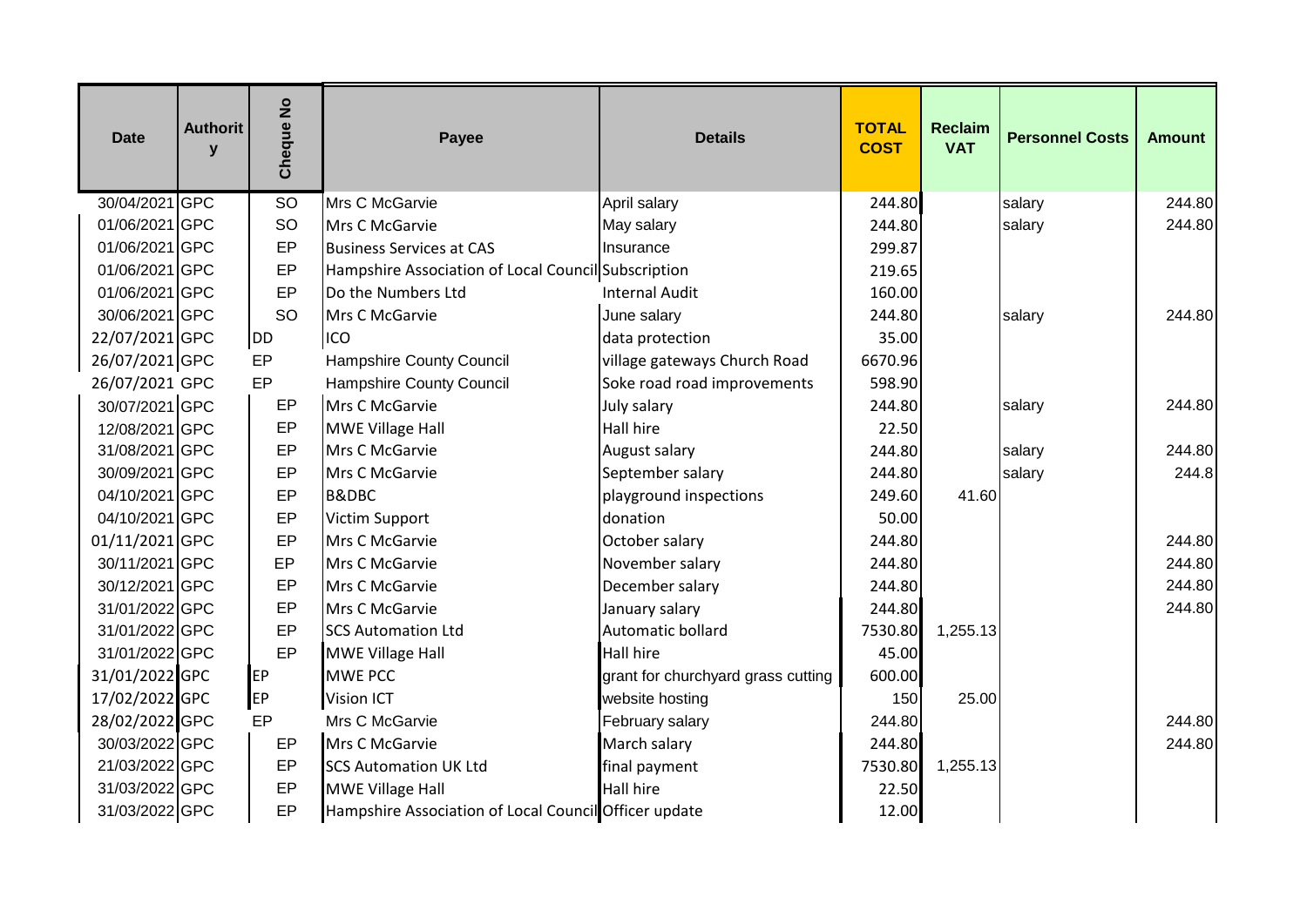| Date | Authority | Cheque No | Payee | Details | TOTAL COST | Reclaim VAT | Personnel Costs | Amount |
|---|---|---|---|---|---|---|---|---|
| 30/04/2021 | GPC | SO | Mrs C McGarvie | April salary | 244.80 | | salary | 244.80 |
| 01/06/2021 | GPC | SO | Mrs C McGarvie | May salary | 244.80 | | salary | 244.80 |
| 01/06/2021 | GPC | EP | Business Services at CAS | Insurance | 299.87 | | | |
| 01/06/2021 | GPC | EP | Hampshire Association of Local Council | Subscription | 219.65 | | | |
| 01/06/2021 | GPC | EP | Do the Numbers Ltd | Internal Audit | 160.00 | | | |
| 30/06/2021 | GPC | SO | Mrs C McGarvie | June salary | 244.80 | | salary | 244.80 |
| 22/07/2021 | GPC | DD | ICO | data protection | 35.00 | | | |
| 26/07/2021 | GPC | EP | Hampshire County Council | village gateways Church Road | 6670.96 | | | |
| 26/07/2021 | GPC | EP | Hampshire County Council | Soke road road improvements | 598.90 | | | |
| 30/07/2021 | GPC | EP | Mrs C McGarvie | July salary | 244.80 | | salary | 244.80 |
| 12/08/2021 | GPC | EP | MWE Village Hall | Hall hire | 22.50 | | | |
| 31/08/2021 | GPC | EP | Mrs C McGarvie | August salary | 244.80 | | salary | 244.80 |
| 30/09/2021 | GPC | EP | Mrs C McGarvie | September salary | 244.80 | | salary | 244.8 |
| 04/10/2021 | GPC | EP | B&DBC | playground inspections | 249.60 | 41.60 | | |
| 04/10/2021 | GPC | EP | Victim Support | donation | 50.00 | | | |
| 01/11/2021 | GPC | EP | Mrs C McGarvie | October salary | 244.80 | | | 244.80 |
| 30/11/2021 | GPC | EP | Mrs C McGarvie | November salary | 244.80 | | | 244.80 |
| 30/12/2021 | GPC | EP | Mrs C McGarvie | December salary | 244.80 | | | 244.80 |
| 31/01/2022 | GPC | EP | Mrs C McGarvie | January salary | 244.80 | | | 244.80 |
| 31/01/2022 | GPC | EP | SCS Automation Ltd | Automatic bollard | 7530.80 | 1,255.13 | | |
| 31/01/2022 | GPC | EP | MWE Village Hall | Hall hire | 45.00 | | | |
| 31/01/2022 | GPC | EP | MWE PCC | grant for churchyard grass cutting | 600.00 | | | |
| 17/02/2022 | GPC | EP | Vision ICT | website hosting | 150 | 25.00 | | |
| 28/02/2022 | GPC | EP | Mrs C McGarvie | February salary | 244.80 | | | 244.80 |
| 30/03/2022 | GPC | EP | Mrs C McGarvie | March salary | 244.80 | | | 244.80 |
| 21/03/2022 | GPC | EP | SCS Automation UK Ltd | final payment | 7530.80 | 1,255.13 | | |
| 31/03/2022 | GPC | EP | MWE Village Hall | Hall hire | 22.50 | | | |
| 31/03/2022 | GPC | EP | Hampshire Association of Local Council | Officer update | 12.00 | | | |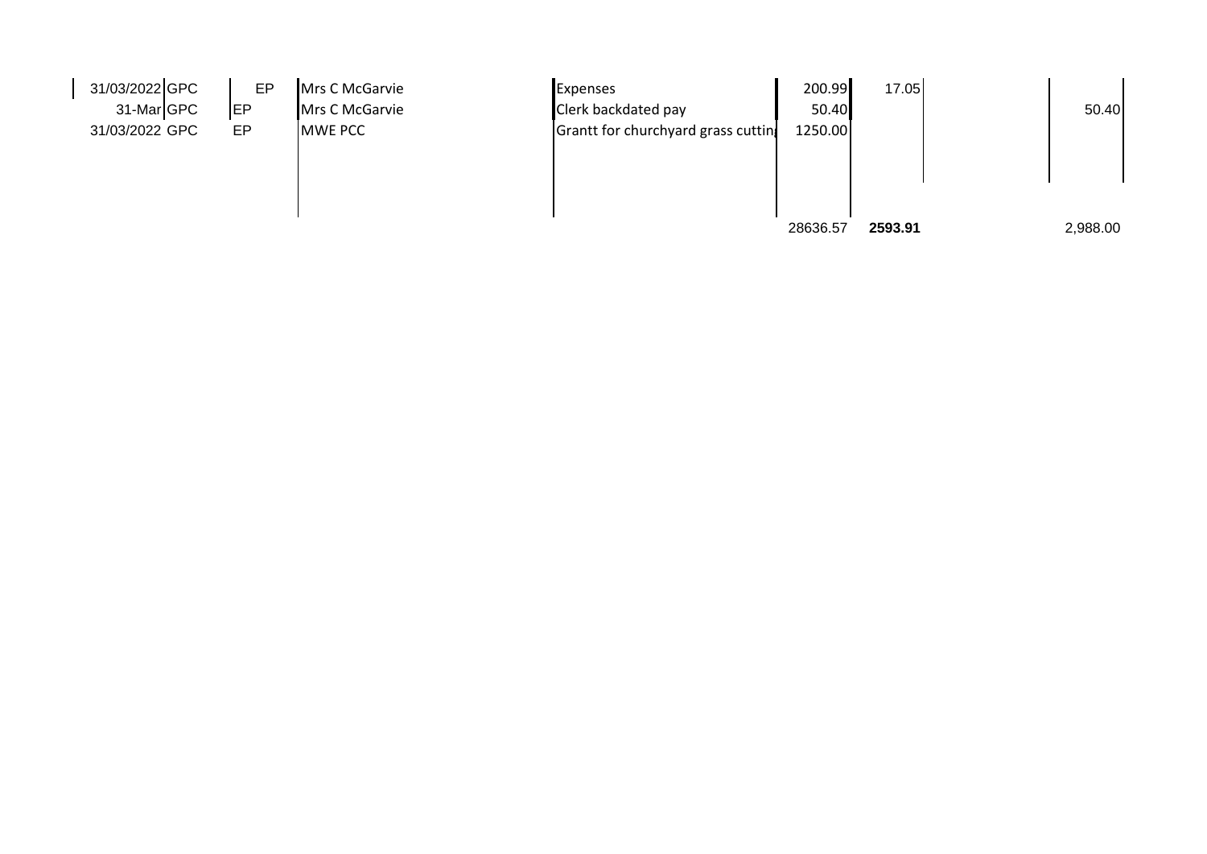| | | | | | | | | |
|---|---|---|---|---|---|---|---|---|
| 31/03/2022 | GPC | EP | Mrs C McGarvie | Expenses | 200.99 | 17.05 | | |
| 31-Mar | GPC | EP | Mrs C McGarvie | Clerk backdated pay | 50.40 | | | 50.40 |
| 31/03/2022 | GPC | EP | MWE PCC | Grantt for churchyard grass cutting | 1250.00 | | | |
| | | | | | | | | |
| | | | | | | | | |
| | | | | | 28636.57 | **2593.91** | | 2,988.00 |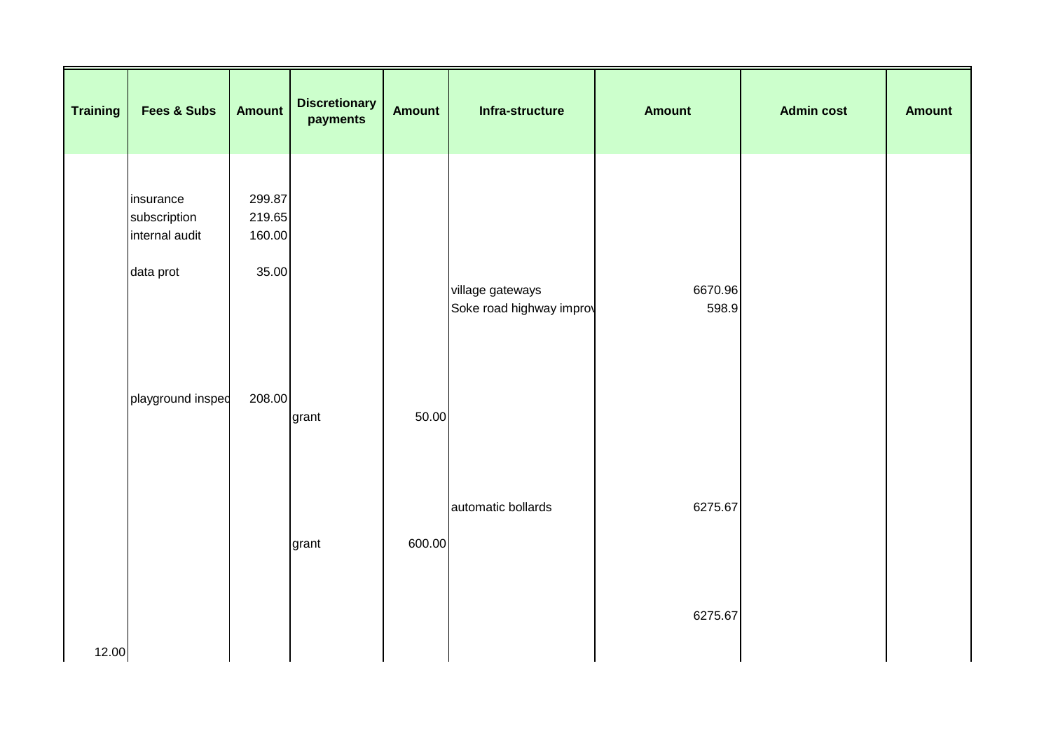| Training | Fees & Subs | Amount | Discretionary payments | Amount | Infra-structure | Amount | Admin cost | Amount |
|---|---|---|---|---|---|---|---|---|
| | insurance | 299.87 | | | | | | |
| | subscription | 219.65 | | | | | | |
| | internal audit | 160.00 | | | | | | |
| | data prot | 35.00 | | | | | | |
| | | | | | village gateways | 6670.96 | | |
| | | | | | Soke road highway improv | 598.9 | | |
| | playground inspec | 208.00 | | | | | | |
| | | | grant | 50.00 | | | | |
| | | | | | automatic bollards | 6275.67 | | |
| | | | grant | 600.00 | | | | |
| | | | | | | 6275.67 | | |
| 12.00 | | | | | | | | |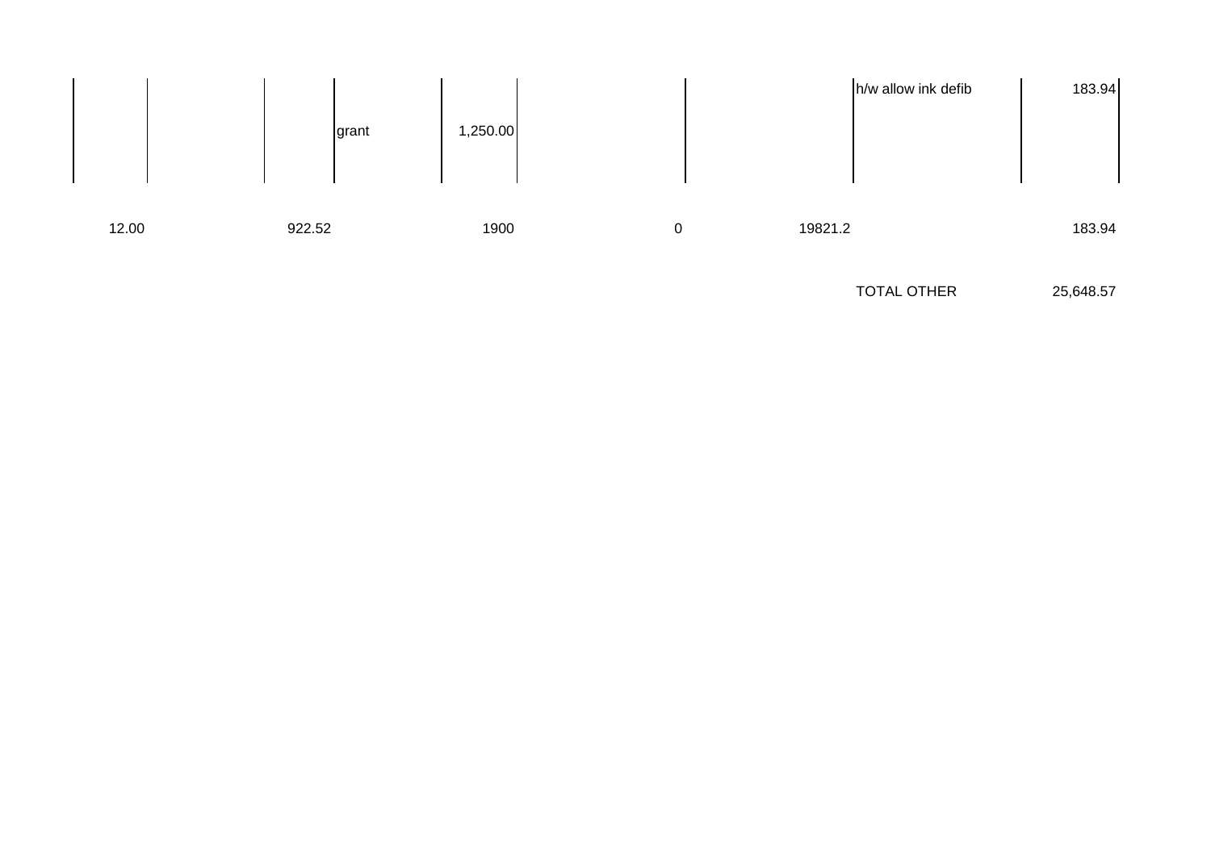| | | | | | | | | |
|---|---|---|---|---|---|---|---|---|
| | | | grant | 1,250.00 | | | h/w allow ink defib | 183.94 |
| 12.00 | | 922.52 | | 1900 | 0 | 19821.2 | | 183.94 |
| | | | | | | | TOTAL OTHER | 25,648.57 |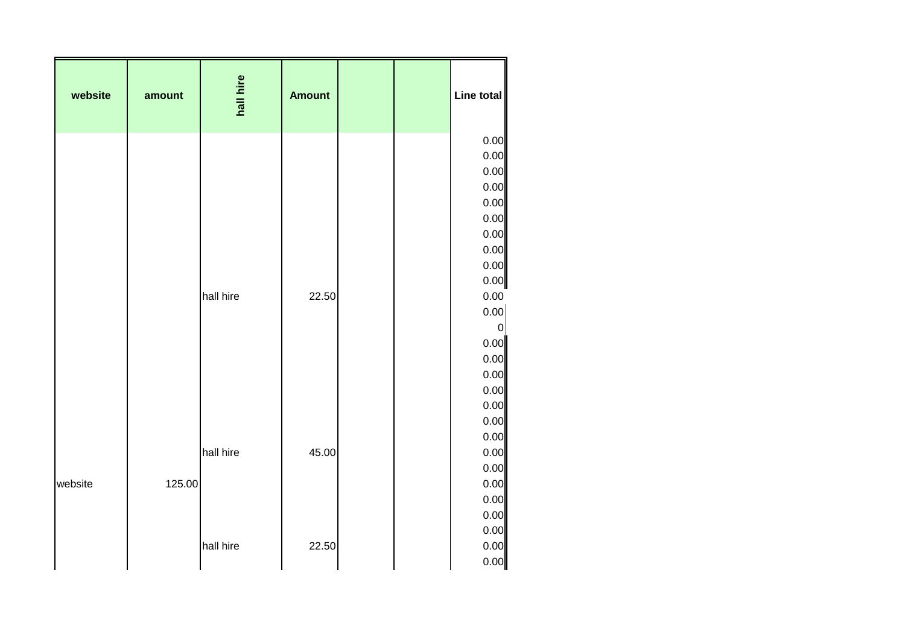| website | amount | hall hire | Amount | | | Line total |
|---|---|---|---|---|---|---|
| | | | | | | 0.00 |
| | | | | | | 0.00 |
| | | | | | | 0.00 |
| | | | | | | 0.00 |
| | | | | | | 0.00 |
| | | | | | | 0.00 |
| | | | | | | 0.00 |
| | | | | | | 0.00 |
| | | | | | | 0.00 |
| | | | | | | 0.00 |
| | | hall hire | 22.50 | | | 0.00 |
| | | | | | | 0.00 |
| | | | | | | 0 |
| | | | | | | 0.00 |
| | | | | | | 0.00 |
| | | | | | | 0.00 |
| | | | | | | 0.00 |
| | | | | | | 0.00 |
| | | | | | | 0.00 |
| | | | | | | 0.00 |
| | | hall hire | 45.00 | | | 0.00 |
| | | | | | | 0.00 |
| website | 125.00 | | | | | 0.00 |
| | | | | | | 0.00 |
| | | | | | | 0.00 |
| | | | | | | 0.00 |
| | | hall hire | 22.50 | | | 0.00 |
| | | | | | | 0.00 |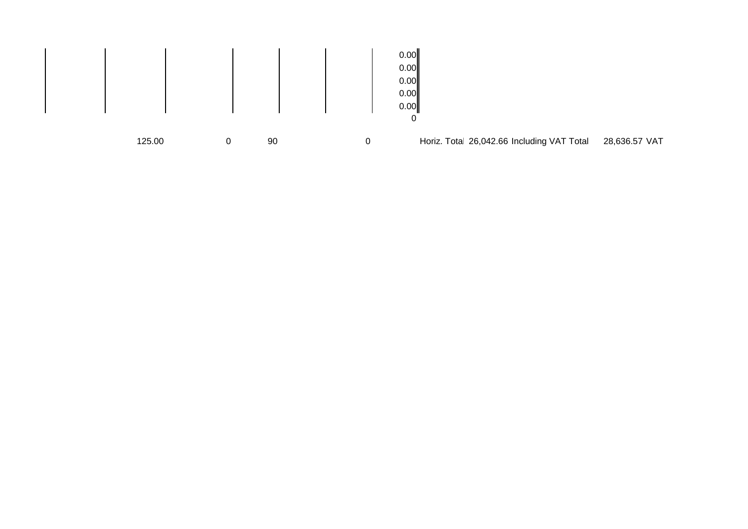| | | | | | | | |
|---|---|---|---|---|---|---|---|
| | | | | | | | 0.00 |
| | | | | | | | 0.00 |
| | | | | | | | 0.00 |
| | | | | | | | 0.00 |
| | | | | | | | 0.00 |
| | | | | | | | 0 |

| | | | | | | | | |
|---|---|---|---|---|---|---|---|---|
| 125.00 | 0 | 90 | 0 | Horiz. Total | 26,042.66 | Including VAT Total | 28,636.57 | VAT |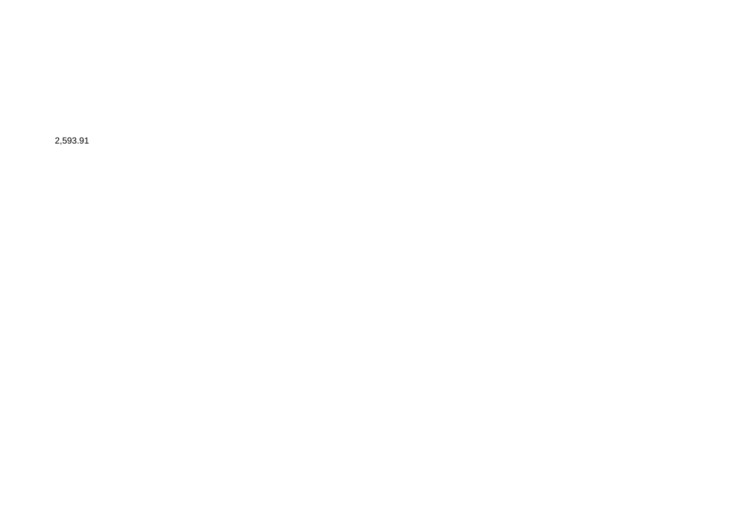2,593.91